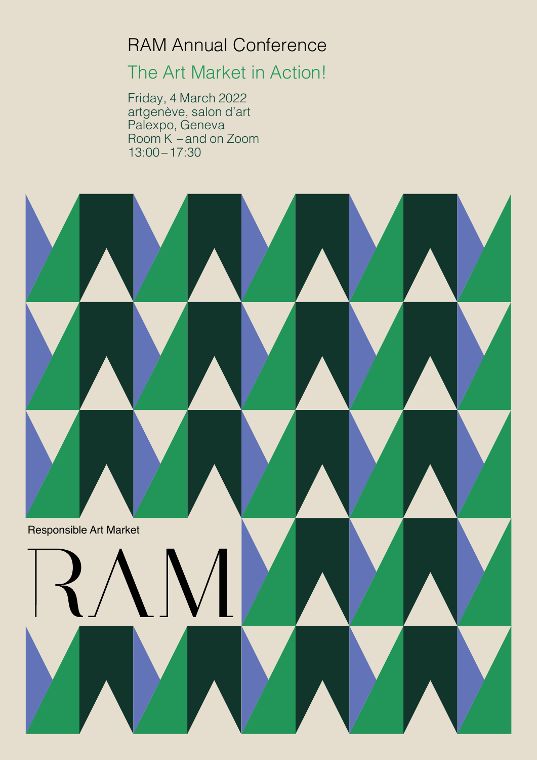# RAM Annual Conference

## The Art Market in Action!

Friday, 4 March 2022
artgenève, salon d'art
Palexpo, Geneva
Room K – and on Zoom
13:00 – 17:30

Responsible Art Market

RAM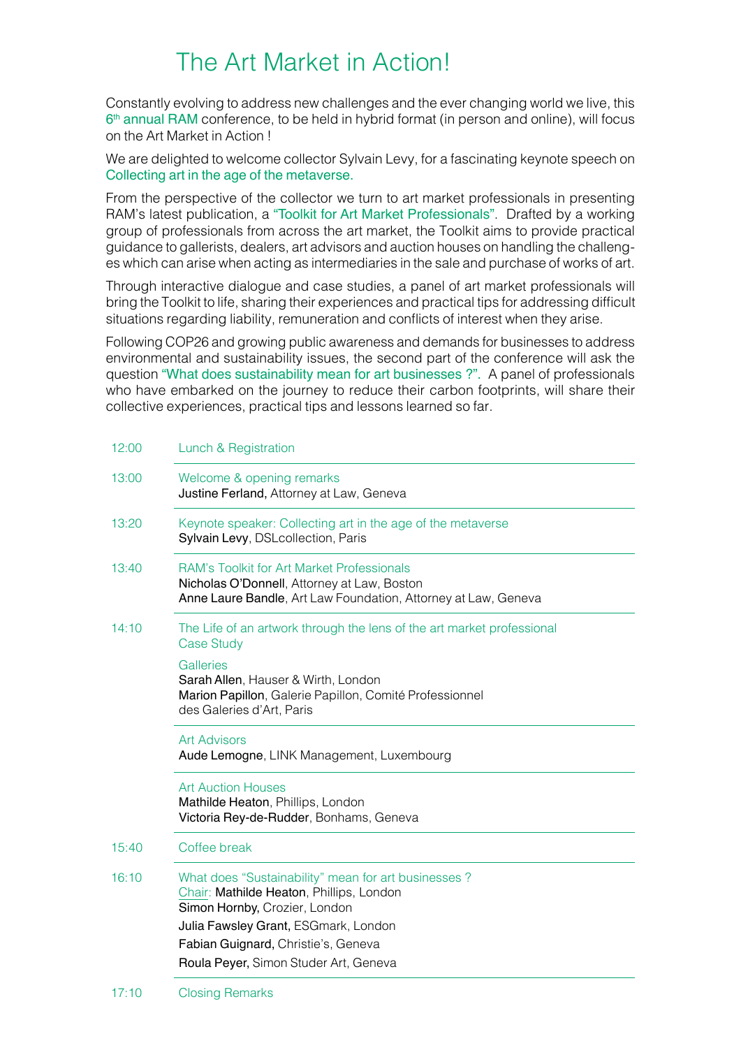# The Art Market in Action!

Constantly evolving to address new challenges and the ever changing world we live, this 6th annual RAM conference, to be held in hybrid format (in person and online), will focus on the Art Market in Action !

We are delighted to welcome collector Sylvain Levy, for a fascinating keynote speech on Collecting art in the age of the metaverse.

From the perspective of the collector we turn to art market professionals in presenting RAM's latest publication, a "Toolkit for Art Market Professionals". Drafted by a working group of professionals from across the art market, the Toolkit aims to provide practical guidance to gallerists, dealers, art advisors and auction houses on handling the challenges which can arise when acting as intermediaries in the sale and purchase of works of art.

Through interactive dialogue and case studies, a panel of art market professionals will bring the Toolkit to life, sharing their experiences and practical tips for addressing difficult situations regarding liability, remuneration and conflicts of interest when they arise.

Following COP26 and growing public awareness and demands for businesses to address environmental and sustainability issues, the second part of the conference will ask the question "What does sustainability mean for art businesses ?". A panel of professionals who have embarked on the journey to reduce their carbon footprints, will share their collective experiences, practical tips and lessons learned so far.

| | |
|---|---|
| 12:00 | Lunch & Registration |
| 13:00 | Welcome & opening remarks<br>**Justine Ferland,** Attorney at Law, Geneva |
| 13:20 | Keynote speaker: Collecting art in the age of the metaverse<br>**Sylvain Levy**, DSLcollection, Paris |
| 13:40 | RAM's Toolkit for Art Market Professionals<br>**Nicholas O'Donnell**, Attorney at Law, Boston<br>**Anne Laure Bandle**, Art Law Foundation, Attorney at Law, Geneva |
| 14:10 | The Life of an artwork through the lens of the art market professional<br>Case Study<br>Galleries<br>**Sarah Allen**, Hauser & Wirth, London<br>**Marion Papillon**, Galerie Papillon, Comité Professionnel des Galeries d'Art, Paris |
| | Art Advisors<br>**Aude Lemogne**, LINK Management, Luxembourg |
| | Art Auction Houses<br>**Mathilde Heaton**, Phillips, London<br>**Victoria Rey-de-Rudder**, Bonhams, Geneva |
| 15:40 | Coffee break |
| 16:10 | What does "Sustainability" mean for art businesses ?<br>Chair: **Mathilde Heaton**, Phillips, London<br>**Simon Hornby,** Crozier, London<br>**Julia Fawsley Grant,** ESGmark, London<br>**Fabian Guignard,** Christie's, Geneva<br>**Roula Peyer,** Simon Studer Art, Geneva |
| 17:10 | Closing Remarks |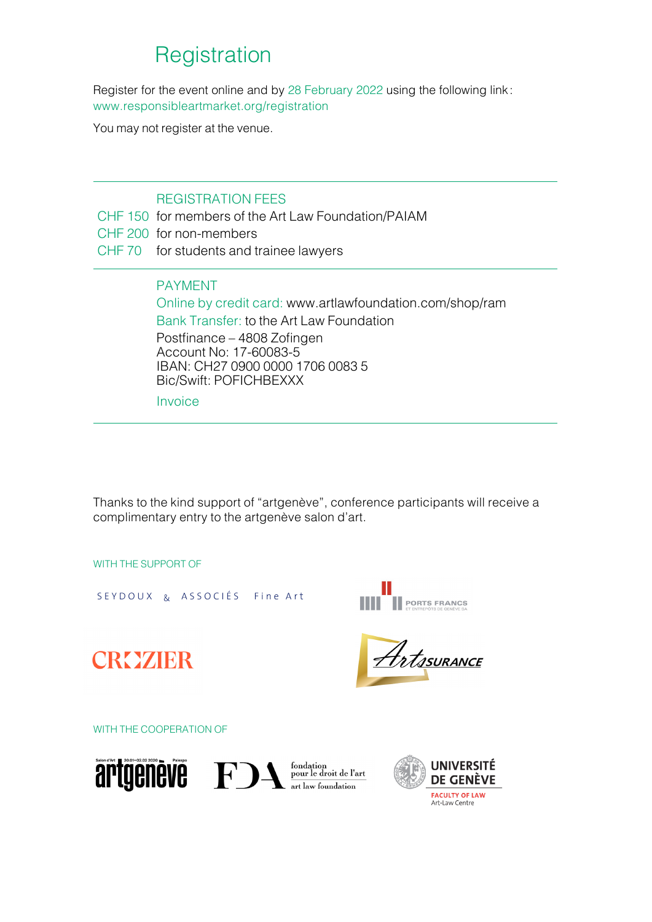# Registration

Register for the event online and by 28 February 2022 using the following link: www.responsibleartmarket.org/registration

You may not register at the venue.

---

REGISTRATION FEES

| | |
|---|---|
| CHF 150 | for members of the Art Law Foundation/PAIAM |
| CHF 200 | for non-members |
| CHF 70 | for students and trainee lawyers |

---

PAYMENT

Online by credit card: www.artlawfoundation.com/shop/ram

Bank Transfer: to the Art Law Foundation
Postfinance – 4808 Zofingen
Account No: 17-60083-5
IBAN: CH27 0900 0000 1706 0083 5
Bic/Swift: POFICHBEXXX

Invoice

---

Thanks to the kind support of "artgenève", conference participants will receive a complimentary entry to the artgenève salon d'art.

WITH THE SUPPORT OF

SEYDOUX & ASSOCIÉS Fine Art

PORTS FRANCS ET ENTREPÔTS DE GENÈVE SA

CROZIER

ArtSURANCE

WITH THE COOPERATION OF

Salon d'Art 30.01–02.02 2020 Palexpo artgenève

FDA fondation pour le droit de l'art art law foundation

UNIVERSITÉ DE GENÈVE FACULTY OF LAW Art-Law Centre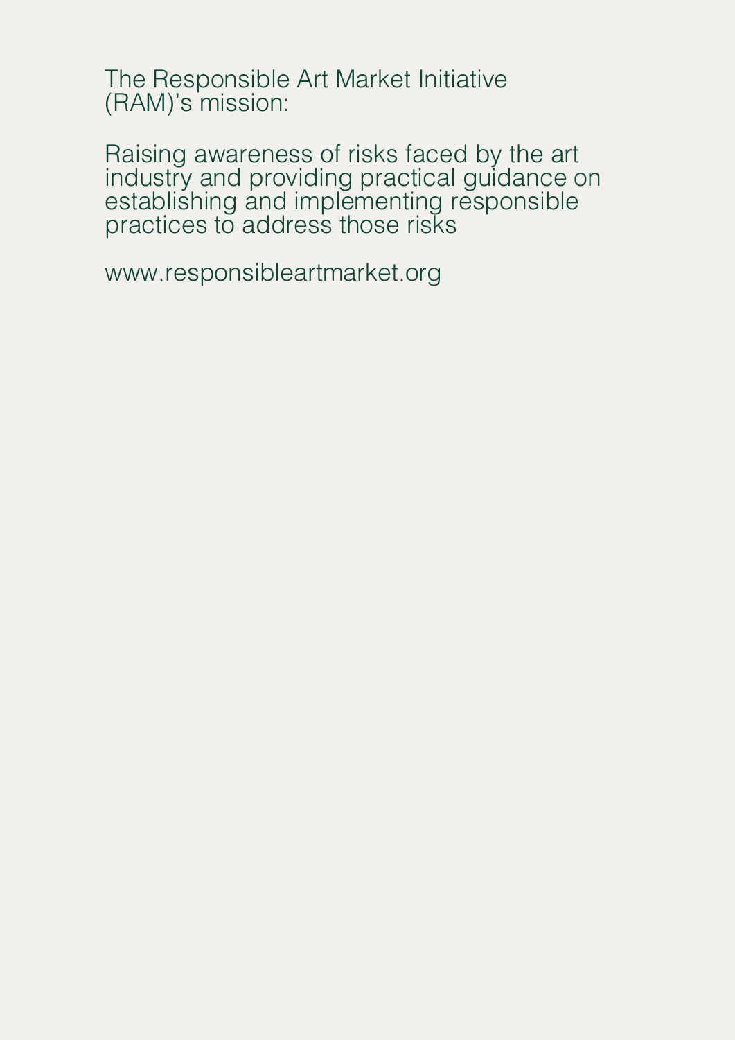The Responsible Art Market Initiative (RAM)'s mission:

Raising awareness of risks faced by the art industry and providing practical guidance on establishing and implementing responsible practices to address those risks

www.responsibleartmarket.org